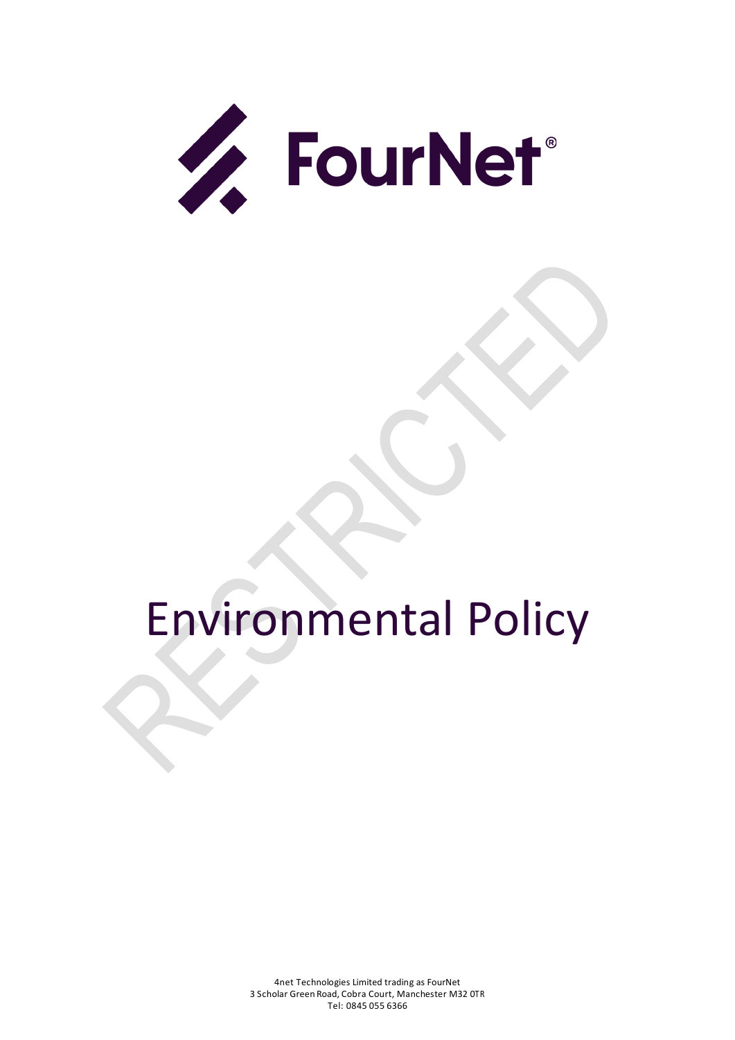FourNet®

RESTRICTED

# Environmental Policy

4net Technologies Limited trading as FourNet
3 Scholar Green Road, Cobra Court, Manchester M32 0TR
Tel: 0845 055 6366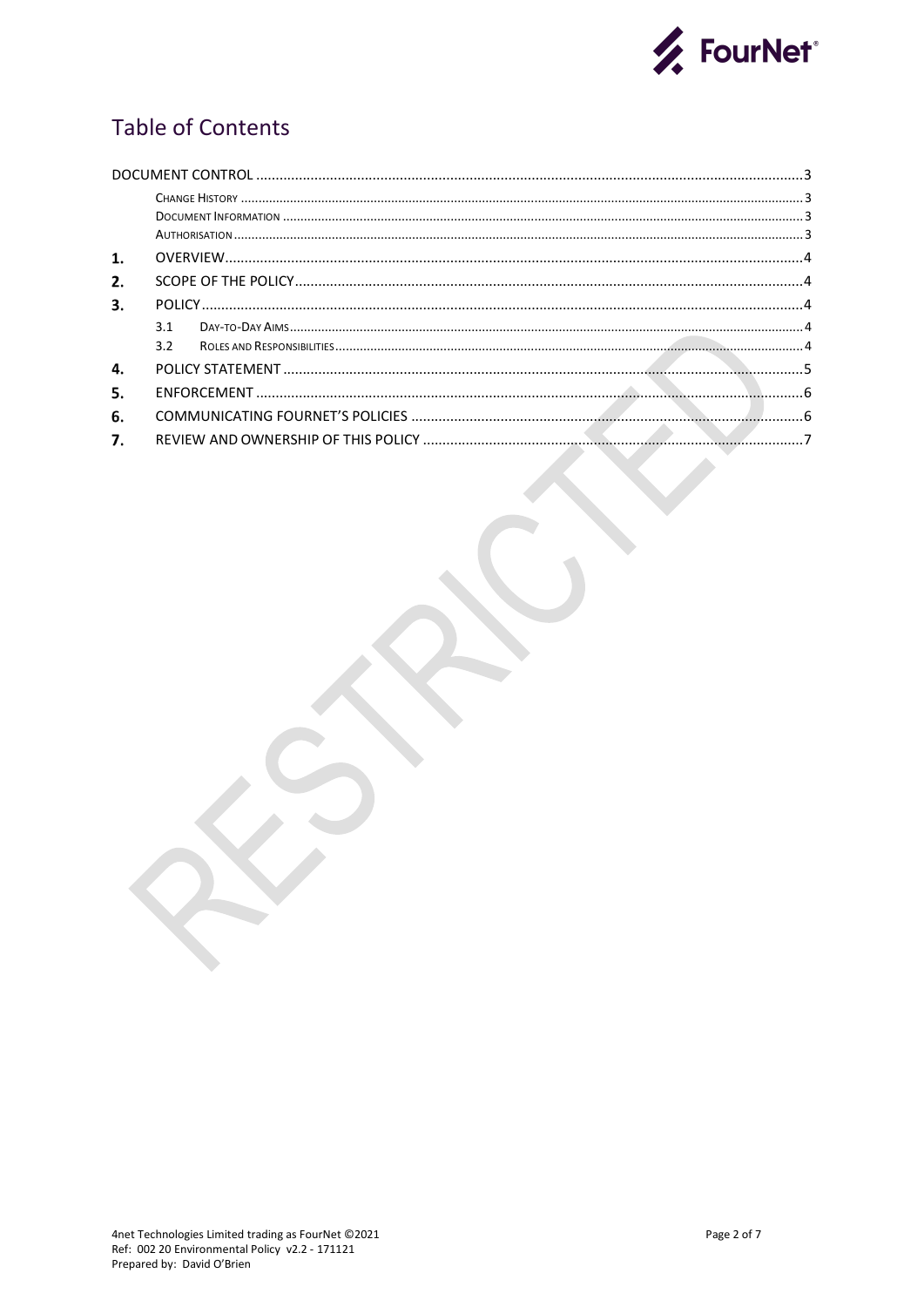# Table of Contents

DOCUMENT CONTROL ....................................................................................................3

- CHANGE HISTORY ....................................................................................................3
- DOCUMENT INFORMATION ....................................................................................................3
- AUTHORISATION ....................................................................................................3

1. OVERVIEW ....................................................................................................4
2. SCOPE OF THE POLICY ....................................................................................................4
3. POLICY ....................................................................................................4
   - 3.1 DAY-TO-DAY AIMS ....................................................................................................4
   - 3.2 ROLES AND RESPONSIBILITIES ....................................................................................................4
4. POLICY STATEMENT ....................................................................................................5
5. ENFORCEMENT ....................................................................................................6
6. COMMUNICATING FOURNET'S POLICIES ....................................................................................................6
7. REVIEW AND OWNERSHIP OF THIS POLICY ....................................................................................................7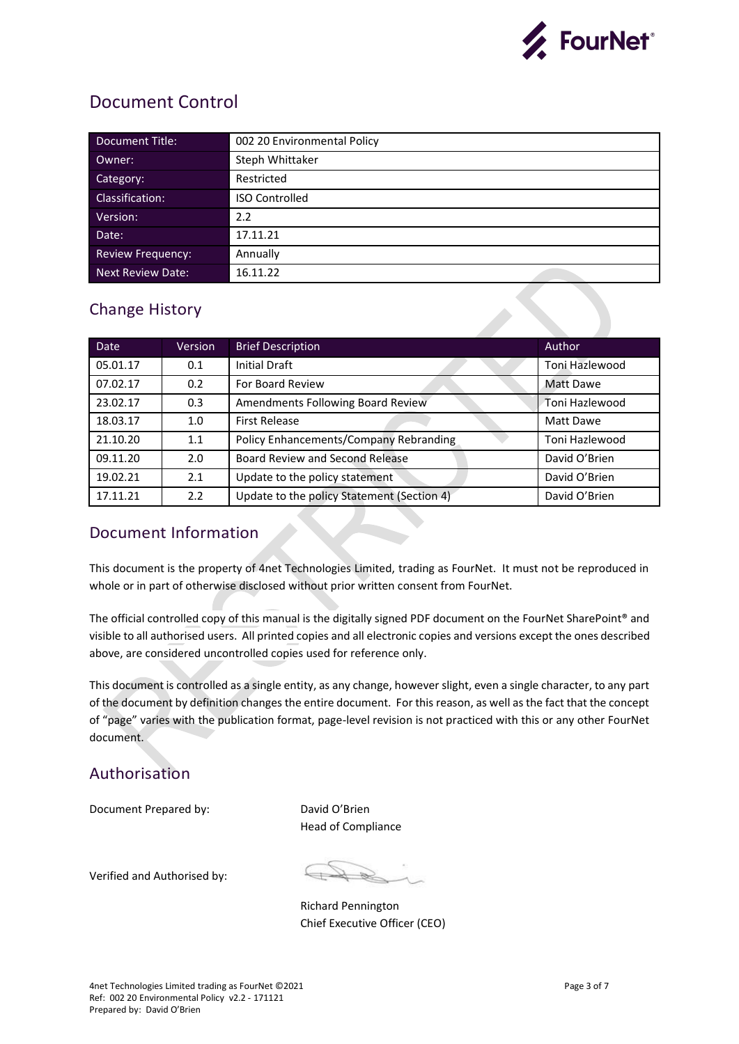# Document Control

| Document Title: | 002 20 Environmental Policy |
| --- | --- |
| Owner: | Steph Whittaker |
| Category: | Restricted |
| Classification: | ISO Controlled |
| Version: | 2.2 |
| Date: | 17.11.21 |
| Review Frequency: | Annually |
| Next Review Date: | 16.11.22 |

## Change History

| Date | Version | Brief Description | Author |
| --- | --- | --- | --- |
| 05.01.17 | 0.1 | Initial Draft | Toni Hazlewood |
| 07.02.17 | 0.2 | For Board Review | Matt Dawe |
| 23.02.17 | 0.3 | Amendments Following Board Review | Toni Hazlewood |
| 18.03.17 | 1.0 | First Release | Matt Dawe |
| 21.10.20 | 1.1 | Policy Enhancements/Company Rebranding | Toni Hazlewood |
| 09.11.20 | 2.0 | Board Review and Second Release | David O'Brien |
| 19.02.21 | 2.1 | Update to the policy statement | David O'Brien |
| 17.11.21 | 2.2 | Update to the policy Statement (Section 4) | David O'Brien |

## Document Information

This document is the property of 4net Technologies Limited, trading as FourNet. It must not be reproduced in whole or in part of otherwise disclosed without prior written consent from FourNet.

The official controlled copy of this manual is the digitally signed PDF document on the FourNet SharePoint® and visible to all authorised users. All printed copies and all electronic copies and versions except the ones described above, are considered uncontrolled copies used for reference only.

This document is controlled as a single entity, as any change, however slight, even a single character, to any part of the document by definition changes the entire document. For this reason, as well as the fact that the concept of "page" varies with the publication format, page-level revision is not practiced with this or any other FourNet document.

## Authorisation

Document Prepared by: David O'Brien
Head of Compliance

Verified and Authorised by:

Richard Pennington
Chief Executive Officer (CEO)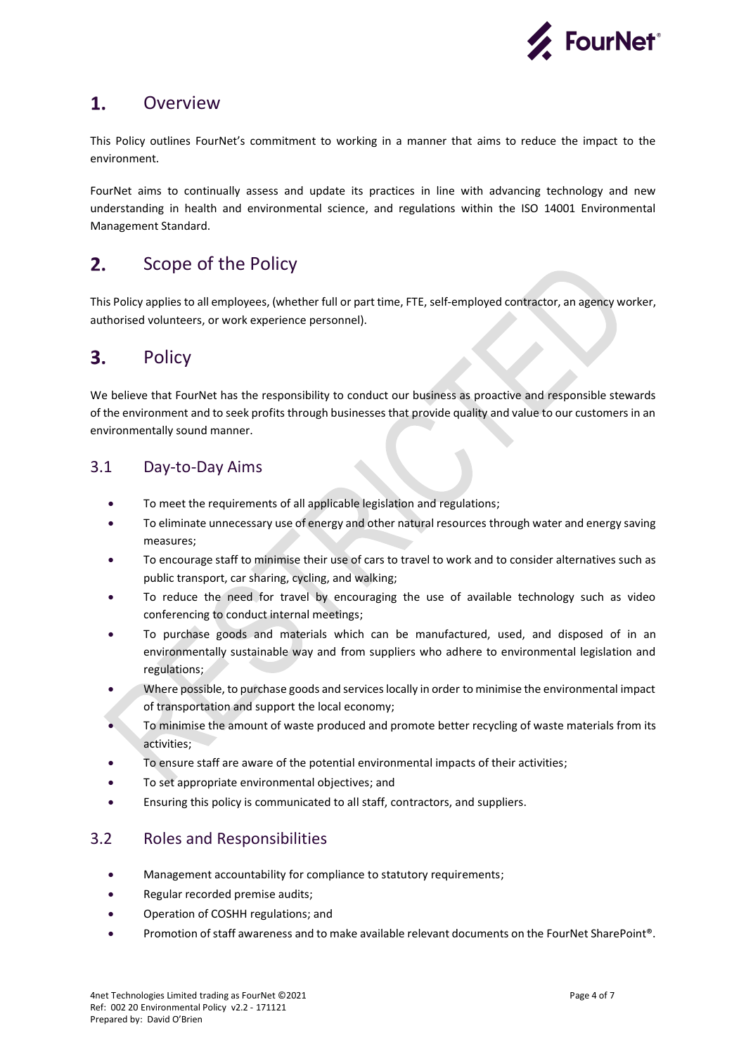# 1. Overview

This Policy outlines FourNet's commitment to working in a manner that aims to reduce the impact to the environment.

FourNet aims to continually assess and update its practices in line with advancing technology and new understanding in health and environmental science, and regulations within the ISO 14001 Environmental Management Standard.

# 2. Scope of the Policy

This Policy applies to all employees, (whether full or part time, FTE, self-employed contractor, an agency worker, authorised volunteers, or work experience personnel).

# 3. Policy

We believe that FourNet has the responsibility to conduct our business as proactive and responsible stewards of the environment and to seek profits through businesses that provide quality and value to our customers in an environmentally sound manner.

## 3.1 Day-to-Day Aims

- To meet the requirements of all applicable legislation and regulations;
- To eliminate unnecessary use of energy and other natural resources through water and energy saving measures;
- To encourage staff to minimise their use of cars to travel to work and to consider alternatives such as public transport, car sharing, cycling, and walking;
- To reduce the need for travel by encouraging the use of available technology such as video conferencing to conduct internal meetings;
- To purchase goods and materials which can be manufactured, used, and disposed of in an environmentally sustainable way and from suppliers who adhere to environmental legislation and regulations;
- Where possible, to purchase goods and services locally in order to minimise the environmental impact of transportation and support the local economy;
- To minimise the amount of waste produced and promote better recycling of waste materials from its activities;
- To ensure staff are aware of the potential environmental impacts of their activities;
- To set appropriate environmental objectives; and
- Ensuring this policy is communicated to all staff, contractors, and suppliers.

## 3.2 Roles and Responsibilities

- Management accountability for compliance to statutory requirements;
- Regular recorded premise audits;
- Operation of COSHH regulations; and
- Promotion of staff awareness and to make available relevant documents on the FourNet SharePoint®.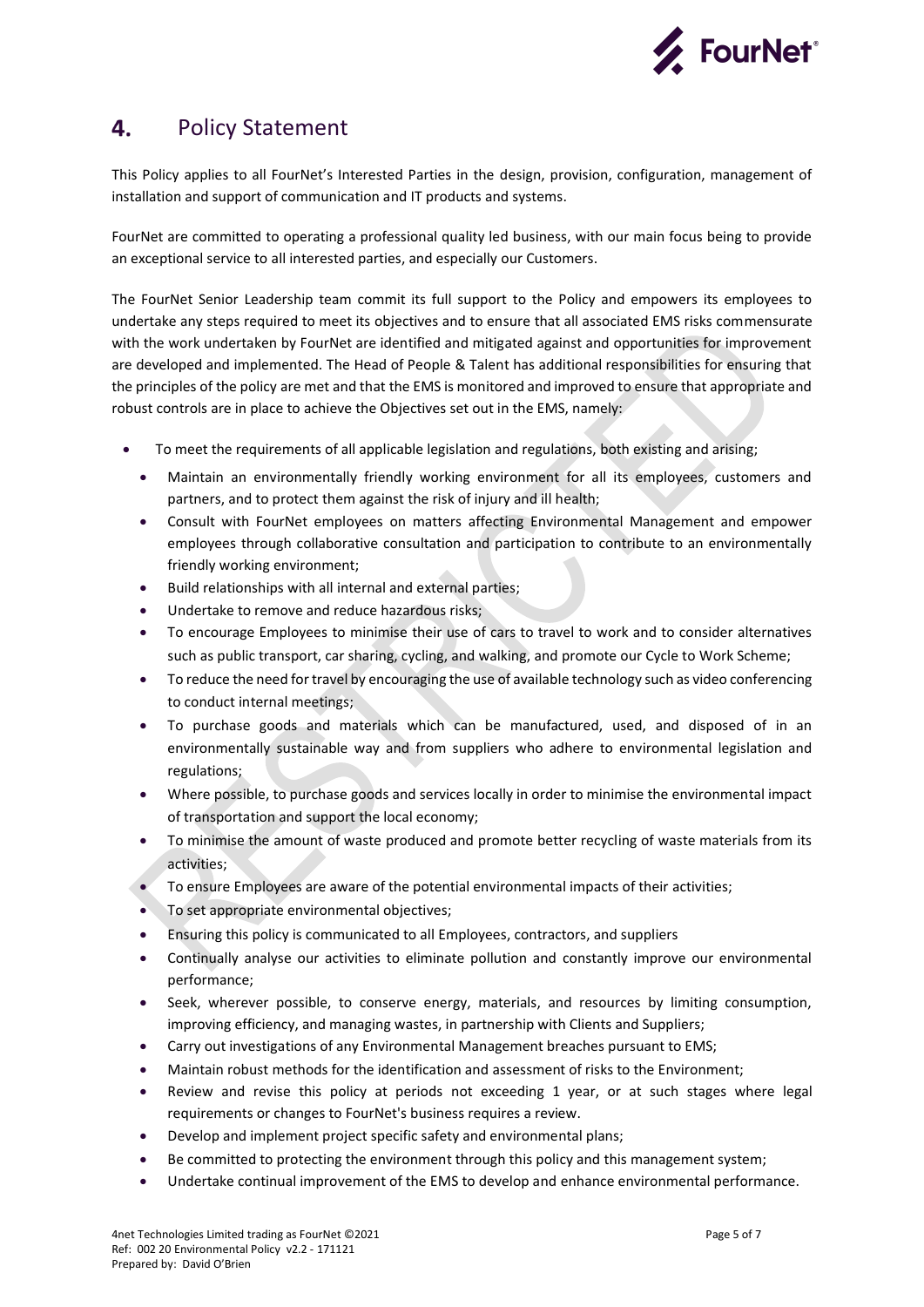## 4. Policy Statement

This Policy applies to all FourNet's Interested Parties in the design, provision, configuration, management of installation and support of communication and IT products and systems.

FourNet are committed to operating a professional quality led business, with our main focus being to provide an exceptional service to all interested parties, and especially our Customers.

The FourNet Senior Leadership team commit its full support to the Policy and empowers its employees to undertake any steps required to meet its objectives and to ensure that all associated EMS risks commensurate with the work undertaken by FourNet are identified and mitigated against and opportunities for improvement are developed and implemented. The Head of People & Talent has additional responsibilities for ensuring that the principles of the policy are met and that the EMS is monitored and improved to ensure that appropriate and robust controls are in place to achieve the Objectives set out in the EMS, namely:

- To meet the requirements of all applicable legislation and regulations, both existing and arising;
- Maintain an environmentally friendly working environment for all its employees, customers and partners, and to protect them against the risk of injury and ill health;
- Consult with FourNet employees on matters affecting Environmental Management and empower employees through collaborative consultation and participation to contribute to an environmentally friendly working environment;
- Build relationships with all internal and external parties;
- Undertake to remove and reduce hazardous risks;
- To encourage Employees to minimise their use of cars to travel to work and to consider alternatives such as public transport, car sharing, cycling, and walking, and promote our Cycle to Work Scheme;
- To reduce the need for travel by encouraging the use of available technology such as video conferencing to conduct internal meetings;
- To purchase goods and materials which can be manufactured, used, and disposed of in an environmentally sustainable way and from suppliers who adhere to environmental legislation and regulations;
- Where possible, to purchase goods and services locally in order to minimise the environmental impact of transportation and support the local economy;
- To minimise the amount of waste produced and promote better recycling of waste materials from its activities;
- To ensure Employees are aware of the potential environmental impacts of their activities;
- To set appropriate environmental objectives;
- Ensuring this policy is communicated to all Employees, contractors, and suppliers
- Continually analyse our activities to eliminate pollution and constantly improve our environmental performance;
- Seek, wherever possible, to conserve energy, materials, and resources by limiting consumption, improving efficiency, and managing wastes, in partnership with Clients and Suppliers;
- Carry out investigations of any Environmental Management breaches pursuant to EMS;
- Maintain robust methods for the identification and assessment of risks to the Environment;
- Review and revise this policy at periods not exceeding 1 year, or at such stages where legal requirements or changes to FourNet's business requires a review.
- Develop and implement project specific safety and environmental plans;
- Be committed to protecting the environment through this policy and this management system;
- Undertake continual improvement of the EMS to develop and enhance environmental performance.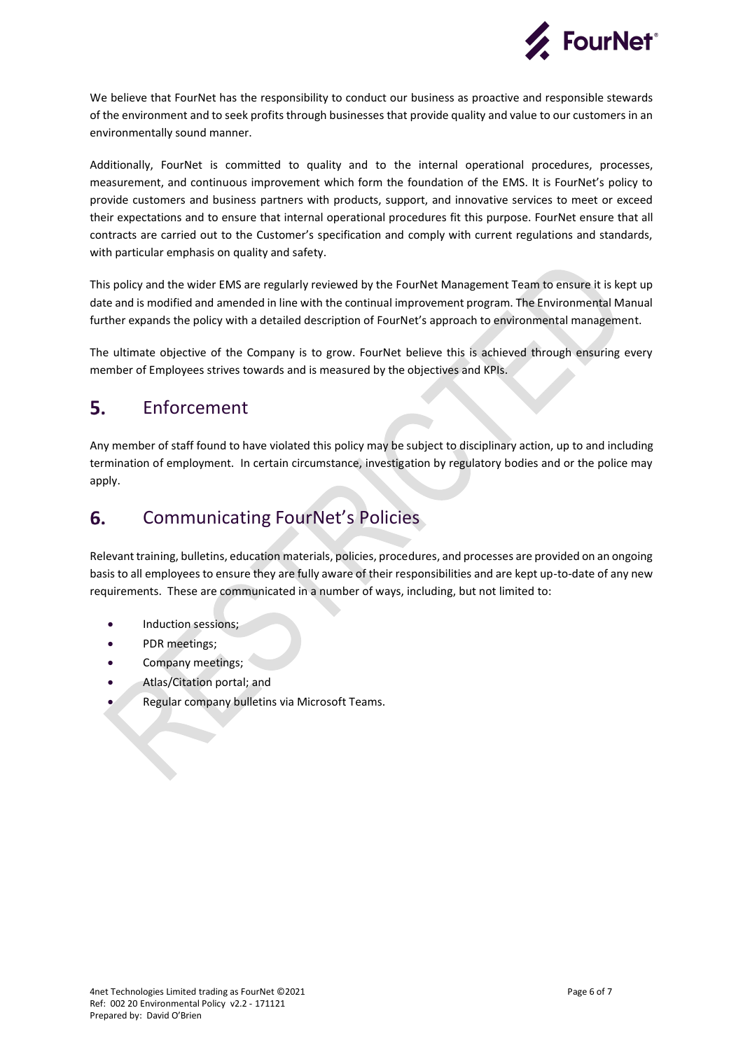We believe that FourNet has the responsibility to conduct our business as proactive and responsible stewards of the environment and to seek profits through businesses that provide quality and value to our customers in an environmentally sound manner.

Additionally, FourNet is committed to quality and to the internal operational procedures, processes, measurement, and continuous improvement which form the foundation of the EMS. It is FourNet's policy to provide customers and business partners with products, support, and innovative services to meet or exceed their expectations and to ensure that internal operational procedures fit this purpose. FourNet ensure that all contracts are carried out to the Customer's specification and comply with current regulations and standards, with particular emphasis on quality and safety.

This policy and the wider EMS are regularly reviewed by the FourNet Management Team to ensure it is kept up date and is modified and amended in line with the continual improvement program. The Environmental Manual further expands the policy with a detailed description of FourNet's approach to environmental management.

The ultimate objective of the Company is to grow. FourNet believe this is achieved through ensuring every member of Employees strives towards and is measured by the objectives and KPIs.

## 5. Enforcement

Any member of staff found to have violated this policy may be subject to disciplinary action, up to and including termination of employment. In certain circumstance, investigation by regulatory bodies and or the police may apply.

## 6. Communicating FourNet's Policies

Relevant training, bulletins, education materials, policies, procedures, and processes are provided on an ongoing basis to all employees to ensure they are fully aware of their responsibilities and are kept up-to-date of any new requirements. These are communicated in a number of ways, including, but not limited to:

- Induction sessions;
- PDR meetings;
- Company meetings;
- Atlas/Citation portal; and
- Regular company bulletins via Microsoft Teams.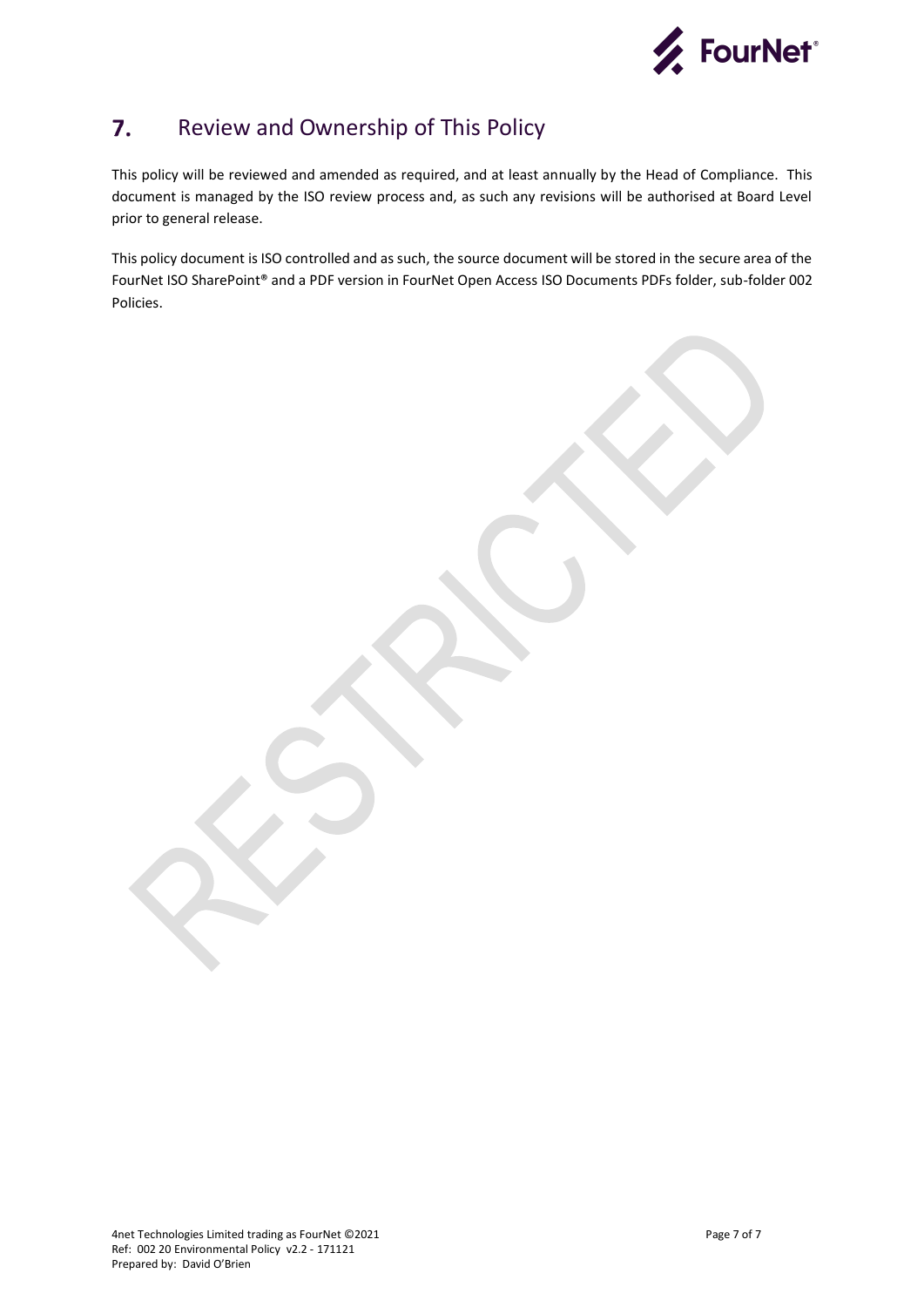## 7. Review and Ownership of This Policy

This policy will be reviewed and amended as required, and at least annually by the Head of Compliance. This document is managed by the ISO review process and, as such any revisions will be authorised at Board Level prior to general release.

This policy document is ISO controlled and as such, the source document will be stored in the secure area of the FourNet ISO SharePoint® and a PDF version in FourNet Open Access ISO Documents PDFs folder, sub-folder 002 Policies.